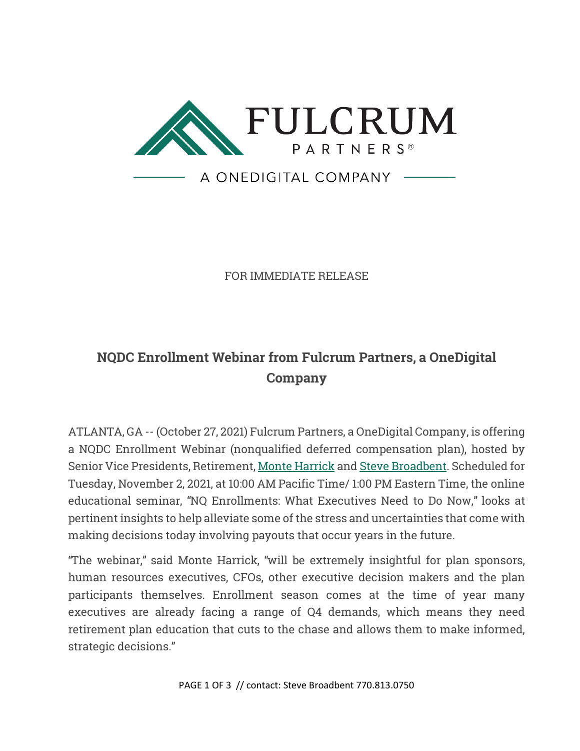FULCRUM PARTNERS®

A ONEDIGITAL COMPANY

FOR IMMEDIATE RELEASE

# NQDC Enrollment Webinar from Fulcrum Partners, a OneDigital Company

ATLANTA, GA -- (October 27, 2021) Fulcrum Partners, a OneDigital Company, is offering a NQDC Enrollment Webinar (nonqualified deferred compensation plan), hosted by Senior Vice Presidents, Retirement, [Monte Harrick] and [Steve Broadbent]. Scheduled for Tuesday, November 2, 2021, at 10:00 AM Pacific Time/ 1:00 PM Eastern Time, the online educational seminar, "NQ Enrollments: What Executives Need to Do Now," looks at pertinent insights to help alleviate some of the stress and uncertainties that come with making decisions today involving payouts that occur years in the future.

"The webinar," said Monte Harrick, "will be extremely insightful for plan sponsors, human resources executives, CFOs, other executive decision makers and the plan participants themselves. Enrollment season comes at the time of year many executives are already facing a range of Q4 demands, which means they need retirement plan education that cuts to the chase and allows them to make informed, strategic decisions."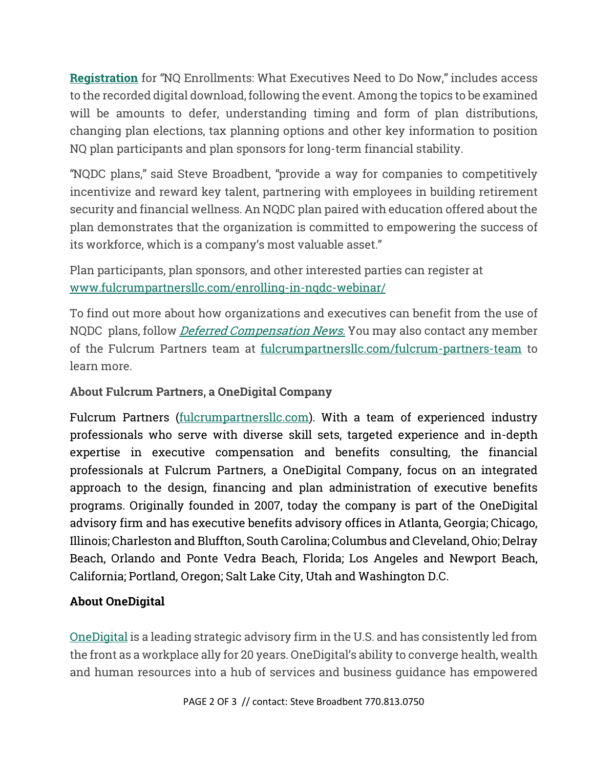**Registration** for “NQ Enrollments: What Executives Need to Do Now,” includes access to the recorded digital download, following the event. Among the topics to be examined will be amounts to defer, understanding timing and form of plan distributions, changing plan elections, tax planning options and other key information to position NQ plan participants and plan sponsors for long-term financial stability.

“NQDC plans,” said Steve Broadbent, “provide a way for companies to competitively incentivize and reward key talent, partnering with employees in building retirement security and financial wellness. An NQDC plan paired with education offered about the plan demonstrates that the organization is committed to empowering the success of its workforce, which is a company’s most valuable asset.”

Plan participants, plan sponsors, and other interested parties can register at www.fulcrumpartnersllc.com/enrolling-in-nqdc-webinar/

To find out more about how organizations and executives can benefit from the use of NQDC plans, follow *Deferred Compensation News.* You may also contact any member of the Fulcrum Partners team at fulcrumpartnersllc.com/fulcrum-partners-team to learn more.

**About Fulcrum Partners, a OneDigital Company**

Fulcrum Partners (fulcrumpartnersllc.com). With a team of experienced industry professionals who serve with diverse skill sets, targeted experience and in-depth expertise in executive compensation and benefits consulting, the financial professionals at Fulcrum Partners, a OneDigital Company, focus on an integrated approach to the design, financing and plan administration of executive benefits programs. Originally founded in 2007, today the company is part of the OneDigital advisory firm and has executive benefits advisory offices in Atlanta, Georgia; Chicago, Illinois; Charleston and Bluffton, South Carolina; Columbus and Cleveland, Ohio; Delray Beach, Orlando and Ponte Vedra Beach, Florida; Los Angeles and Newport Beach, California; Portland, Oregon; Salt Lake City, Utah and Washington D.C.

**About OneDigital**

OneDigital is a leading strategic advisory firm in the U.S. and has consistently led from the front as a workplace ally for 20 years. OneDigital’s ability to converge health, wealth and human resources into a hub of services and business guidance has empowered

contact: Steve Broadbent 770.813.0750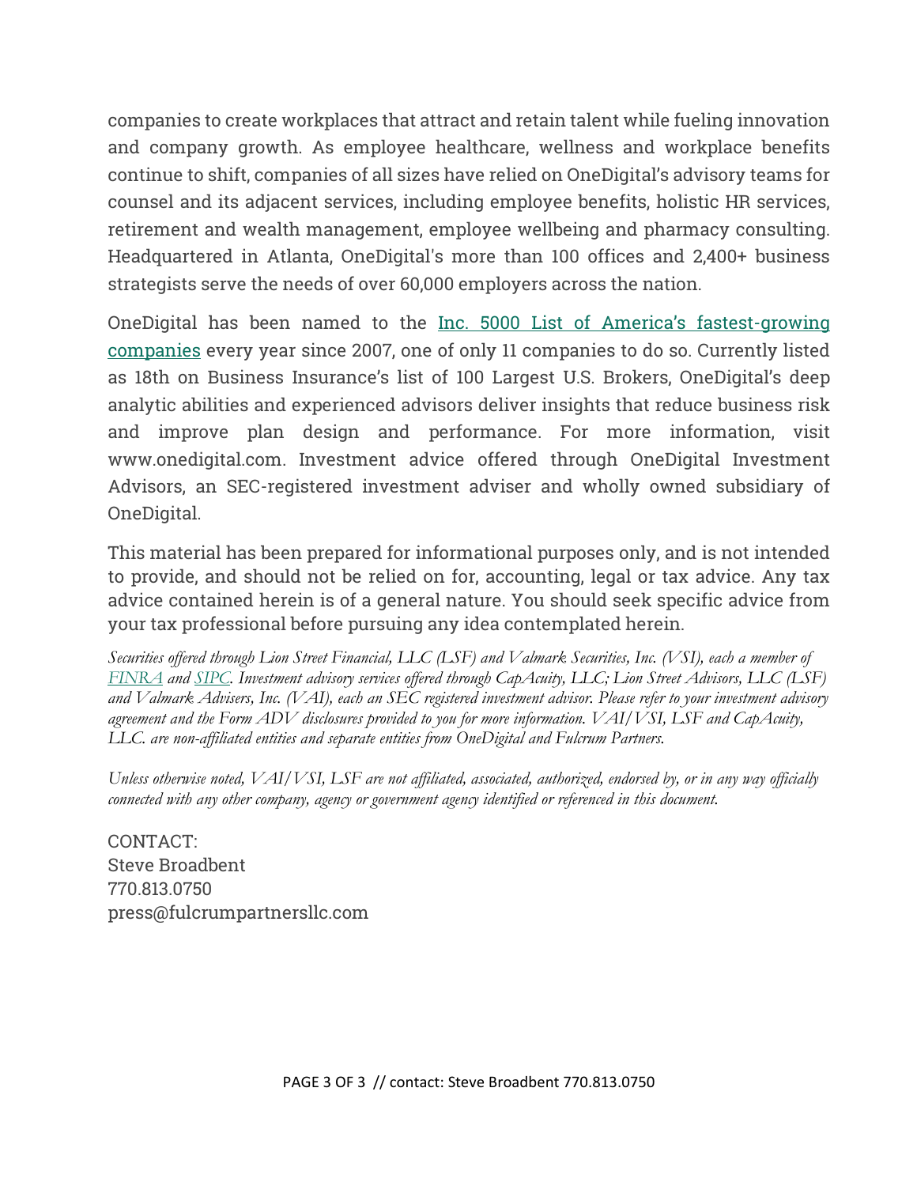companies to create workplaces that attract and retain talent while fueling innovation and company growth. As employee healthcare, wellness and workplace benefits continue to shift, companies of all sizes have relied on OneDigital's advisory teams for counsel and its adjacent services, including employee benefits, holistic HR services, retirement and wealth management, employee wellbeing and pharmacy consulting. Headquartered in Atlanta, OneDigital's more than 100 offices and 2,400+ business strategists serve the needs of over 60,000 employers across the nation.

OneDigital has been named to the Inc. 5000 List of America's fastest-growing companies every year since 2007, one of only 11 companies to do so. Currently listed as 18th on Business Insurance's list of 100 Largest U.S. Brokers, OneDigital's deep analytic abilities and experienced advisors deliver insights that reduce business risk and improve plan design and performance. For more information, visit www.onedigital.com. Investment advice offered through OneDigital Investment Advisors, an SEC-registered investment adviser and wholly owned subsidiary of OneDigital.

This material has been prepared for informational purposes only, and is not intended to provide, and should not be relied on for, accounting, legal or tax advice. Any tax advice contained herein is of a general nature. You should seek specific advice from your tax professional before pursuing any idea contemplated herein.

*Securities offered through Lion Street Financial, LLC (LSF) and Valmark Securities, Inc. (VSI), each a member of FINRA and SIPC. Investment advisory services offered through CapAcuity, LLC; Lion Street Advisors, LLC (LSF) and Valmark Advisers, Inc. (VAI), each an SEC registered investment advisor. Please refer to your investment advisory agreement and the Form ADV disclosures provided to you for more information. VAI/VSI, LSF and CapAcuity, LLC. are non-affiliated entities and separate entities from OneDigital and Fulcrum Partners.*

*Unless otherwise noted, VAI/VSI, LSF are not affiliated, associated, authorized, endorsed by, or in any way officially connected with any other company, agency or government agency identified or referenced in this document.*

CONTACT:
Steve Broadbent
770.813.0750
press@fulcrumpartnersllc.com